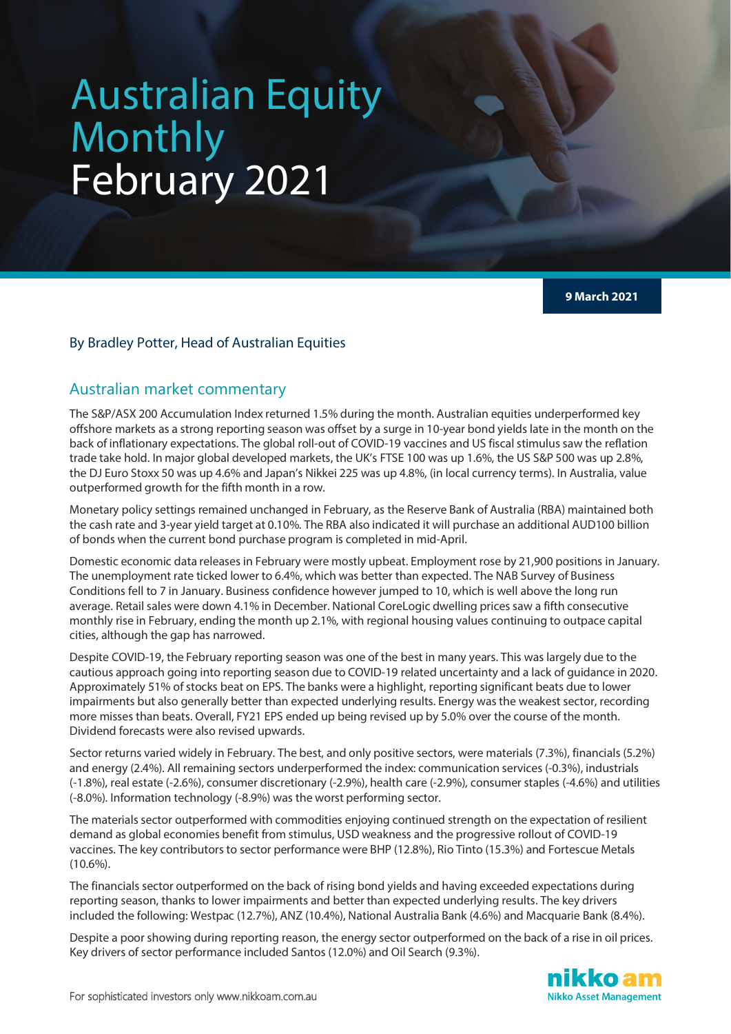# Australian Equity Monthly
# February 2021

**9 March 2021**

By Bradley Potter, Head of Australian Equities

## Australian market commentary

The S&P/ASX 200 Accumulation Index returned 1.5% during the month. Australian equities underperformed key offshore markets as a strong reporting season was offset by a surge in 10-year bond yields late in the month on the back of inflationary expectations. The global roll-out of COVID-19 vaccines and US fiscal stimulus saw the reflation trade take hold. In major global developed markets, the UK's FTSE 100 was up 1.6%, the US S&P 500 was up 2.8%, the DJ Euro Stoxx 50 was up 4.6% and Japan's Nikkei 225 was up 4.8%, (in local currency terms). In Australia, value outperformed growth for the fifth month in a row.

Monetary policy settings remained unchanged in February, as the Reserve Bank of Australia (RBA) maintained both the cash rate and 3-year yield target at 0.10%. The RBA also indicated it will purchase an additional AUD100 billion of bonds when the current bond purchase program is completed in mid-April.

Domestic economic data releases in February were mostly upbeat. Employment rose by 21,900 positions in January. The unemployment rate ticked lower to 6.4%, which was better than expected. The NAB Survey of Business Conditions fell to 7 in January. Business confidence however jumped to 10, which is well above the long run average. Retail sales were down 4.1% in December. National CoreLogic dwelling prices saw a fifth consecutive monthly rise in February, ending the month up 2.1%, with regional housing values continuing to outpace capital cities, although the gap has narrowed.

Despite COVID-19, the February reporting season was one of the best in many years. This was largely due to the cautious approach going into reporting season due to COVID-19 related uncertainty and a lack of guidance in 2020. Approximately 51% of stocks beat on EPS. The banks were a highlight, reporting significant beats due to lower impairments but also generally better than expected underlying results. Energy was the weakest sector, recording more misses than beats. Overall, FY21 EPS ended up being revised up by 5.0% over the course of the month. Dividend forecasts were also revised upwards.

Sector returns varied widely in February. The best, and only positive sectors, were materials (7.3%), financials (5.2%) and energy (2.4%). All remaining sectors underperformed the index: communication services (-0.3%), industrials (-1.8%), real estate (-2.6%), consumer discretionary (-2.9%), health care (-2.9%), consumer staples (-4.6%) and utilities (-8.0%). Information technology (-8.9%) was the worst performing sector.

The materials sector outperformed with commodities enjoying continued strength on the expectation of resilient demand as global economies benefit from stimulus, USD weakness and the progressive rollout of COVID-19 vaccines. The key contributors to sector performance were BHP (12.8%), Rio Tinto (15.3%) and Fortescue Metals (10.6%).

The financials sector outperformed on the back of rising bond yields and having exceeded expectations during reporting season, thanks to lower impairments and better than expected underlying results. The key drivers included the following: Westpac (12.7%), ANZ (10.4%), National Australia Bank (4.6%) and Macquarie Bank (8.4%).

Despite a poor showing during reporting reason, the energy sector outperformed on the back of a rise in oil prices. Key drivers of sector performance included Santos (12.0%) and Oil Search (9.3%).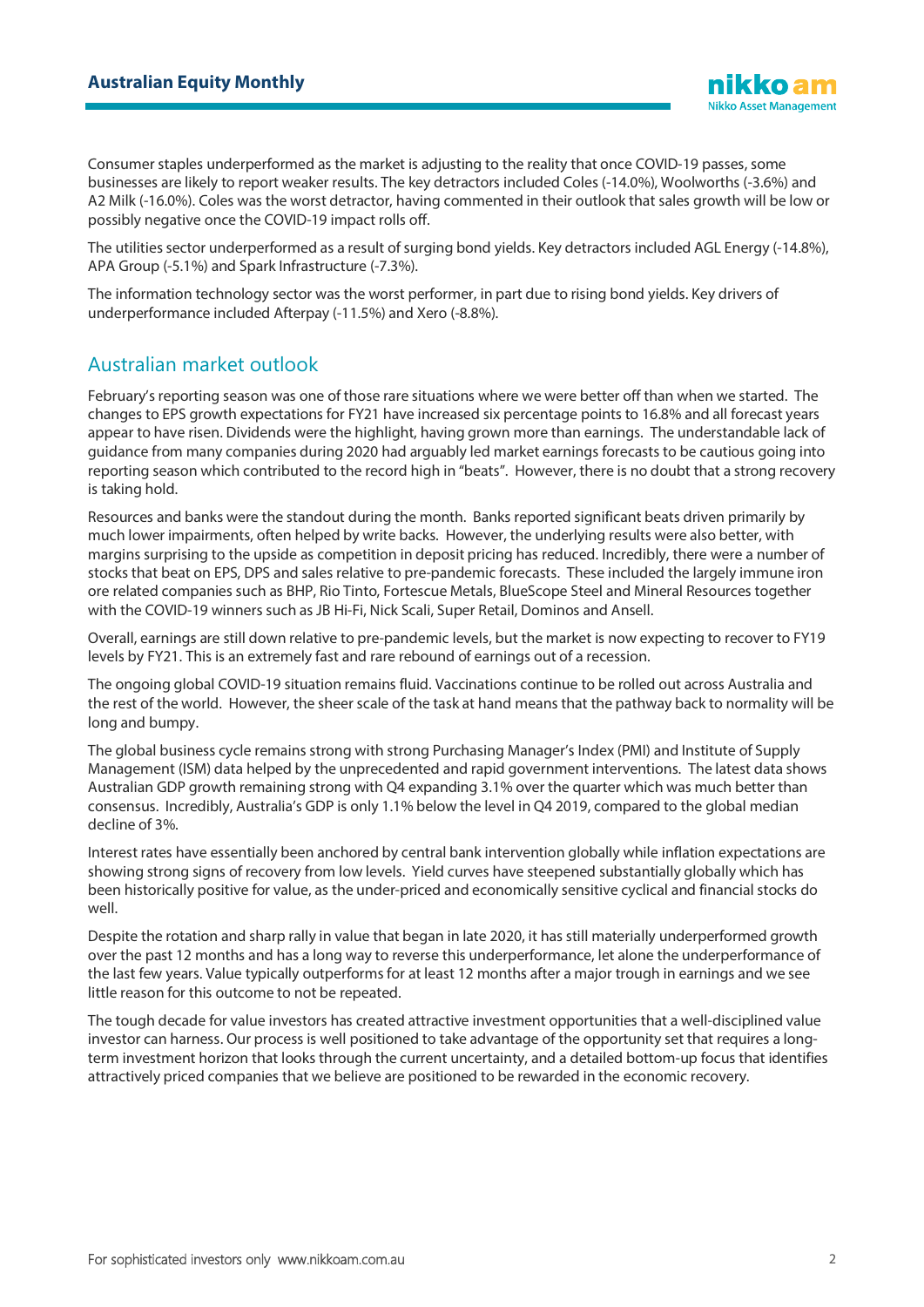Consumer staples underperformed as the market is adjusting to the reality that once COVID-19 passes, some businesses are likely to report weaker results. The key detractors included Coles (-14.0%), Woolworths (-3.6%) and A2 Milk (-16.0%). Coles was the worst detractor, having commented in their outlook that sales growth will be low or possibly negative once the COVID-19 impact rolls off.

The utilities sector underperformed as a result of surging bond yields. Key detractors included AGL Energy (-14.8%), APA Group (-5.1%) and Spark Infrastructure (-7.3%).

The information technology sector was the worst performer, in part due to rising bond yields. Key drivers of underperformance included Afterpay (-11.5%) and Xero (-8.8%).

## Australian market outlook

February's reporting season was one of those rare situations where we were better off than when we started. The changes to EPS growth expectations for FY21 have increased six percentage points to 16.8% and all forecast years appear to have risen. Dividends were the highlight, having grown more than earnings. The understandable lack of guidance from many companies during 2020 had arguably led market earnings forecasts to be cautious going into reporting season which contributed to the record high in "beats". However, there is no doubt that a strong recovery is taking hold.

Resources and banks were the standout during the month. Banks reported significant beats driven primarily by much lower impairments, often helped by write backs. However, the underlying results were also better, with margins surprising to the upside as competition in deposit pricing has reduced. Incredibly, there were a number of stocks that beat on EPS, DPS and sales relative to pre-pandemic forecasts. These included the largely immune iron ore related companies such as BHP, Rio Tinto, Fortescue Metals, BlueScope Steel and Mineral Resources together with the COVID-19 winners such as JB Hi-Fi, Nick Scali, Super Retail, Dominos and Ansell.

Overall, earnings are still down relative to pre-pandemic levels, but the market is now expecting to recover to FY19 levels by FY21. This is an extremely fast and rare rebound of earnings out of a recession.

The ongoing global COVID-19 situation remains fluid. Vaccinations continue to be rolled out across Australia and the rest of the world. However, the sheer scale of the task at hand means that the pathway back to normality will be long and bumpy.

The global business cycle remains strong with strong Purchasing Manager's Index (PMI) and Institute of Supply Management (ISM) data helped by the unprecedented and rapid government interventions. The latest data shows Australian GDP growth remaining strong with Q4 expanding 3.1% over the quarter which was much better than consensus. Incredibly, Australia's GDP is only 1.1% below the level in Q4 2019, compared to the global median decline of 3%.

Interest rates have essentially been anchored by central bank intervention globally while inflation expectations are showing strong signs of recovery from low levels. Yield curves have steepened substantially globally which has been historically positive for value, as the under-priced and economically sensitive cyclical and financial stocks do well.

Despite the rotation and sharp rally in value that began in late 2020, it has still materially underperformed growth over the past 12 months and has a long way to reverse this underperformance, let alone the underperformance of the last few years. Value typically outperforms for at least 12 months after a major trough in earnings and we see little reason for this outcome to not be repeated.

The tough decade for value investors has created attractive investment opportunities that a well-disciplined value investor can harness. Our process is well positioned to take advantage of the opportunity set that requires a long-term investment horizon that looks through the current uncertainty, and a detailed bottom-up focus that identifies attractively priced companies that we believe are positioned to be rewarded in the economic recovery.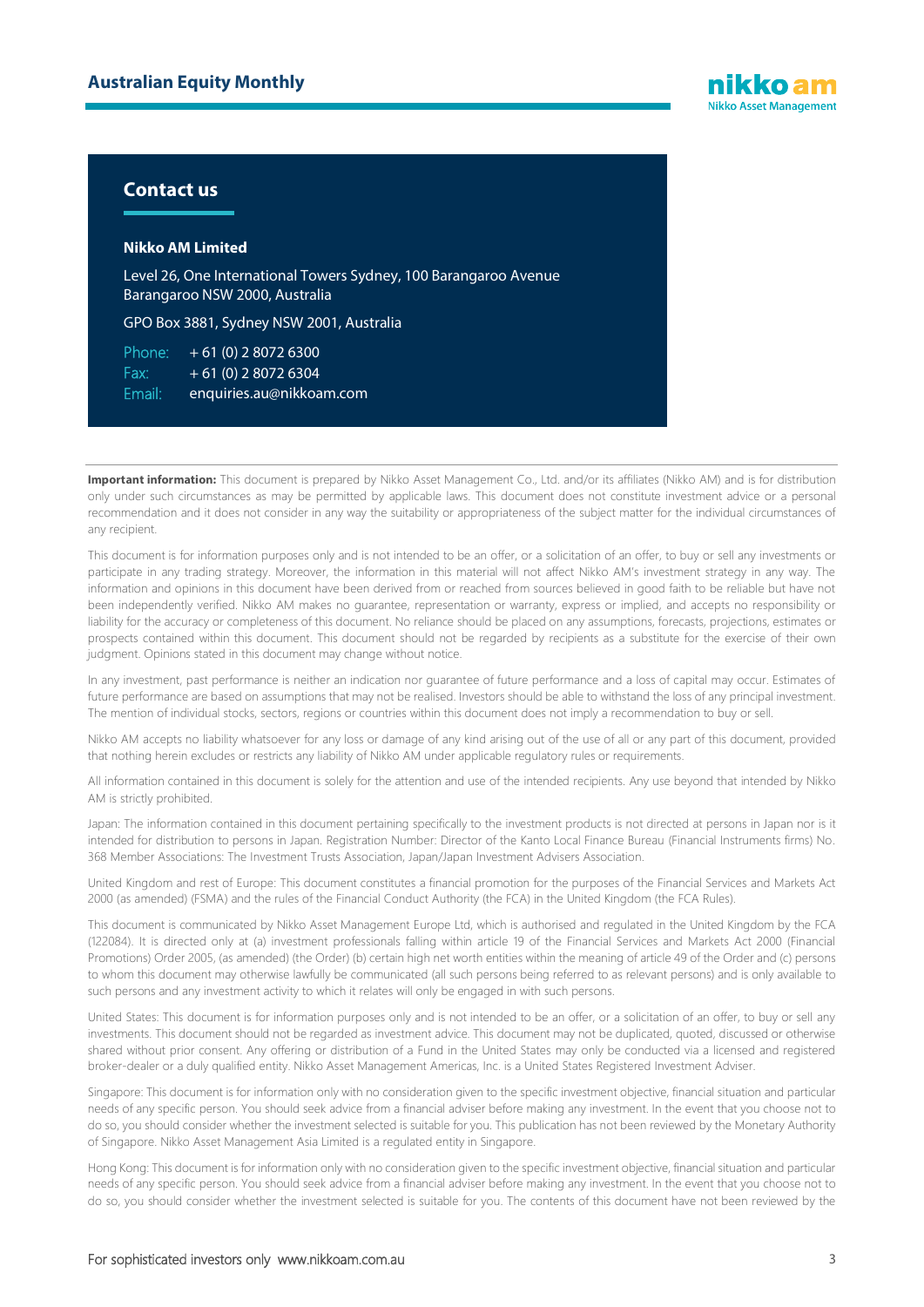## Contact us

**Nikko AM Limited**

Level 26, One International Towers Sydney, 100 Barangaroo Avenue
Barangaroo NSW 2000, Australia

GPO Box 3881, Sydney NSW 2001, Australia

Phone: + 61 (0) 2 8072 6300
Fax: + 61 (0) 2 8072 6304
Email: enquiries.au@nikkoam.com

**Important information:** This document is prepared by Nikko Asset Management Co., Ltd. and/or its affiliates (Nikko AM) and is for distribution only under such circumstances as may be permitted by applicable laws. This document does not constitute investment advice or a personal recommendation and it does not consider in any way the suitability or appropriateness of the subject matter for the individual circumstances of any recipient.

This document is for information purposes only and is not intended to be an offer, or a solicitation of an offer, to buy or sell any investments or participate in any trading strategy. Moreover, the information in this material will not affect Nikko AM's investment strategy in any way. The information and opinions in this document have been derived from or reached from sources believed in good faith to be reliable but have not been independently verified. Nikko AM makes no guarantee, representation or warranty, express or implied, and accepts no responsibility or liability for the accuracy or completeness of this document. No reliance should be placed on any assumptions, forecasts, projections, estimates or prospects contained within this document. This document should not be regarded by recipients as a substitute for the exercise of their own judgment. Opinions stated in this document may change without notice.

In any investment, past performance is neither an indication nor guarantee of future performance and a loss of capital may occur. Estimates of future performance are based on assumptions that may not be realised. Investors should be able to withstand the loss of any principal investment. The mention of individual stocks, sectors, regions or countries within this document does not imply a recommendation to buy or sell.

Nikko AM accepts no liability whatsoever for any loss or damage of any kind arising out of the use of all or any part of this document, provided that nothing herein excludes or restricts any liability of Nikko AM under applicable regulatory rules or requirements.

All information contained in this document is solely for the attention and use of the intended recipients. Any use beyond that intended by Nikko AM is strictly prohibited.

Japan: The information contained in this document pertaining specifically to the investment products is not directed at persons in Japan nor is it intended for distribution to persons in Japan. Registration Number: Director of the Kanto Local Finance Bureau (Financial Instruments firms) No. 368 Member Associations: The Investment Trusts Association, Japan/Japan Investment Advisers Association.

United Kingdom and rest of Europe: This document constitutes a financial promotion for the purposes of the Financial Services and Markets Act 2000 (as amended) (FSMA) and the rules of the Financial Conduct Authority (the FCA) in the United Kingdom (the FCA Rules).

This document is communicated by Nikko Asset Management Europe Ltd, which is authorised and regulated in the United Kingdom by the FCA (122084). It is directed only at (a) investment professionals falling within article 19 of the Financial Services and Markets Act 2000 (Financial Promotions) Order 2005, (as amended) (the Order) (b) certain high net worth entities within the meaning of article 49 of the Order and (c) persons to whom this document may otherwise lawfully be communicated (all such persons being referred to as relevant persons) and is only available to such persons and any investment activity to which it relates will only be engaged in with such persons.

United States: This document is for information purposes only and is not intended to be an offer, or a solicitation of an offer, to buy or sell any investments. This document should not be regarded as investment advice. This document may not be duplicated, quoted, discussed or otherwise shared without prior consent. Any offering or distribution of a Fund in the United States may only be conducted via a licensed and registered broker-dealer or a duly qualified entity. Nikko Asset Management Americas, Inc. is a United States Registered Investment Adviser.

Singapore: This document is for information only with no consideration given to the specific investment objective, financial situation and particular needs of any specific person. You should seek advice from a financial adviser before making any investment. In the event that you choose not to do so, you should consider whether the investment selected is suitable for you. This publication has not been reviewed by the Monetary Authority of Singapore. Nikko Asset Management Asia Limited is a regulated entity in Singapore.

Hong Kong: This document is for information only with no consideration given to the specific investment objective, financial situation and particular needs of any specific person. You should seek advice from a financial adviser before making any investment. In the event that you choose not to do so, you should consider whether the investment selected is suitable for you. The contents of this document have not been reviewed by the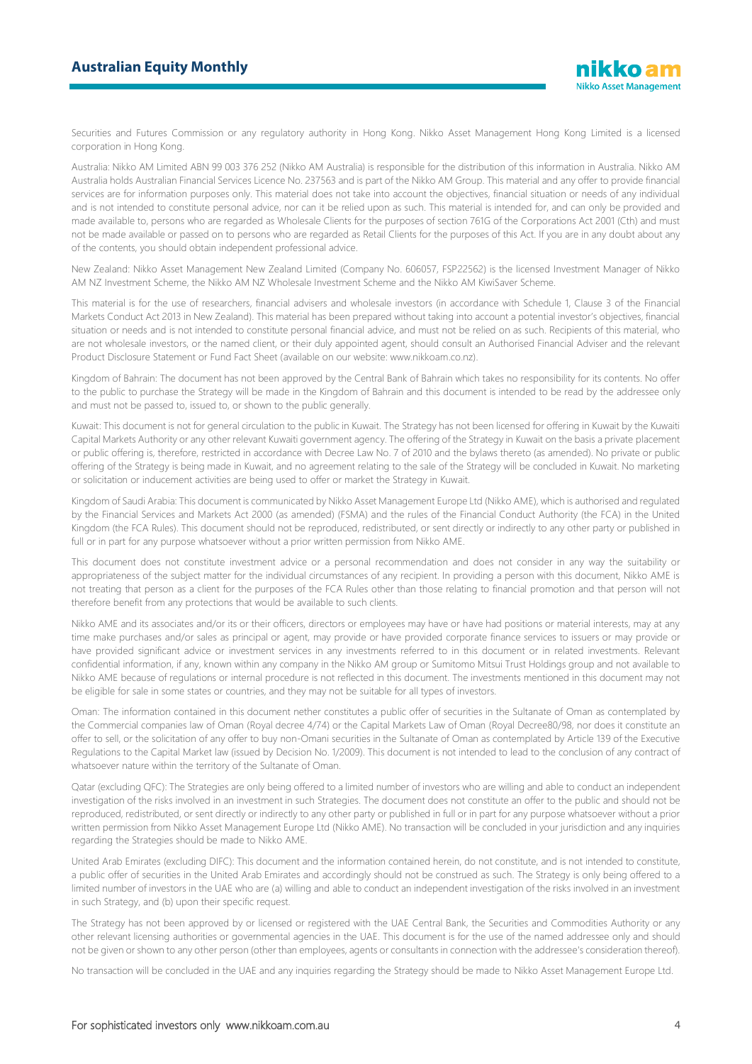Securities and Futures Commission or any regulatory authority in Hong Kong. Nikko Asset Management Hong Kong Limited is a licensed corporation in Hong Kong.

Australia: Nikko AM Limited ABN 99 003 376 252 (Nikko AM Australia) is responsible for the distribution of this information in Australia. Nikko AM Australia holds Australian Financial Services Licence No. 237563 and is part of the Nikko AM Group. This material and any offer to provide financial services are for information purposes only. This material does not take into account the objectives, financial situation or needs of any individual and is not intended to constitute personal advice, nor can it be relied upon as such. This material is intended for, and can only be provided and made available to, persons who are regarded as Wholesale Clients for the purposes of section 761G of the Corporations Act 2001 (Cth) and must not be made available or passed on to persons who are regarded as Retail Clients for the purposes of this Act. If you are in any doubt about any of the contents, you should obtain independent professional advice.

New Zealand: Nikko Asset Management New Zealand Limited (Company No. 606057, FSP22562) is the licensed Investment Manager of Nikko AM NZ Investment Scheme, the Nikko AM NZ Wholesale Investment Scheme and the Nikko AM KiwiSaver Scheme.

This material is for the use of researchers, financial advisers and wholesale investors (in accordance with Schedule 1, Clause 3 of the Financial Markets Conduct Act 2013 in New Zealand). This material has been prepared without taking into account a potential investor's objectives, financial situation or needs and is not intended to constitute personal financial advice, and must not be relied on as such. Recipients of this material, who are not wholesale investors, or the named client, or their duly appointed agent, should consult an Authorised Financial Adviser and the relevant Product Disclosure Statement or Fund Fact Sheet (available on our website: www.nikkoam.co.nz).

Kingdom of Bahrain: The document has not been approved by the Central Bank of Bahrain which takes no responsibility for its contents. No offer to the public to purchase the Strategy will be made in the Kingdom of Bahrain and this document is intended to be read by the addressee only and must not be passed to, issued to, or shown to the public generally.

Kuwait: This document is not for general circulation to the public in Kuwait. The Strategy has not been licensed for offering in Kuwait by the Kuwaiti Capital Markets Authority or any other relevant Kuwaiti government agency. The offering of the Strategy in Kuwait on the basis a private placement or public offering is, therefore, restricted in accordance with Decree Law No. 7 of 2010 and the bylaws thereto (as amended). No private or public offering of the Strategy is being made in Kuwait, and no agreement relating to the sale of the Strategy will be concluded in Kuwait. No marketing or solicitation or inducement activities are being used to offer or market the Strategy in Kuwait.

Kingdom of Saudi Arabia: This document is communicated by Nikko Asset Management Europe Ltd (Nikko AME), which is authorised and regulated by the Financial Services and Markets Act 2000 (as amended) (FSMA) and the rules of the Financial Conduct Authority (the FCA) in the United Kingdom (the FCA Rules). This document should not be reproduced, redistributed, or sent directly or indirectly to any other party or published in full or in part for any purpose whatsoever without a prior written permission from Nikko AME.

This document does not constitute investment advice or a personal recommendation and does not consider in any way the suitability or appropriateness of the subject matter for the individual circumstances of any recipient. In providing a person with this document, Nikko AME is not treating that person as a client for the purposes of the FCA Rules other than those relating to financial promotion and that person will not therefore benefit from any protections that would be available to such clients.

Nikko AME and its associates and/or its or their officers, directors or employees may have or have had positions or material interests, may at any time make purchases and/or sales as principal or agent, may provide or have provided corporate finance services to issuers or may provide or have provided significant advice or investment services in any investments referred to in this document or in related investments. Relevant confidential information, if any, known within any company in the Nikko AM group or Sumitomo Mitsui Trust Holdings group and not available to Nikko AME because of regulations or internal procedure is not reflected in this document. The investments mentioned in this document may not be eligible for sale in some states or countries, and they may not be suitable for all types of investors.

Oman: The information contained in this document nether constitutes a public offer of securities in the Sultanate of Oman as contemplated by the Commercial companies law of Oman (Royal decree 4/74) or the Capital Markets Law of Oman (Royal Decree80/98, nor does it constitute an offer to sell, or the solicitation of any offer to buy non-Omani securities in the Sultanate of Oman as contemplated by Article 139 of the Executive Regulations to the Capital Market law (issued by Decision No. 1/2009). This document is not intended to lead to the conclusion of any contract of whatsoever nature within the territory of the Sultanate of Oman.

Qatar (excluding QFC): The Strategies are only being offered to a limited number of investors who are willing and able to conduct an independent investigation of the risks involved in an investment in such Strategies. The document does not constitute an offer to the public and should not be reproduced, redistributed, or sent directly or indirectly to any other party or published in full or in part for any purpose whatsoever without a prior written permission from Nikko Asset Management Europe Ltd (Nikko AME). No transaction will be concluded in your jurisdiction and any inquiries regarding the Strategies should be made to Nikko AME.

United Arab Emirates (excluding DIFC): This document and the information contained herein, do not constitute, and is not intended to constitute, a public offer of securities in the United Arab Emirates and accordingly should not be construed as such. The Strategy is only being offered to a limited number of investors in the UAE who are (a) willing and able to conduct an independent investigation of the risks involved in an investment in such Strategy, and (b) upon their specific request.

The Strategy has not been approved by or licensed or registered with the UAE Central Bank, the Securities and Commodities Authority or any other relevant licensing authorities or governmental agencies in the UAE. This document is for the use of the named addressee only and should not be given or shown to any other person (other than employees, agents or consultants in connection with the addressee's consideration thereof).

No transaction will be concluded in the UAE and any inquiries regarding the Strategy should be made to Nikko Asset Management Europe Ltd.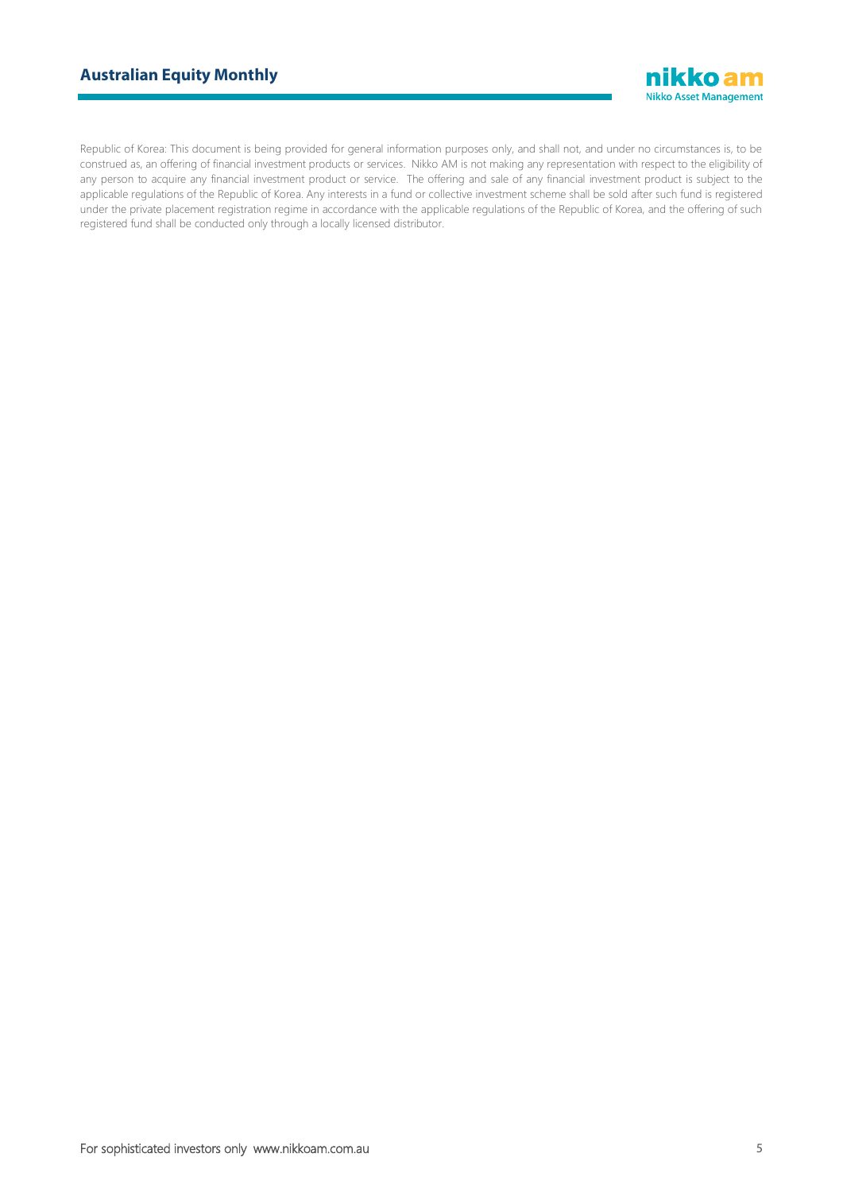Republic of Korea: This document is being provided for general information purposes only, and shall not, and under no circumstances is, to be construed as, an offering of financial investment products or services. Nikko AM is not making any representation with respect to the eligibility of any person to acquire any financial investment product or service. The offering and sale of any financial investment product is subject to the applicable regulations of the Republic of Korea. Any interests in a fund or collective investment scheme shall be sold after such fund is registered under the private placement registration regime in accordance with the applicable regulations of the Republic of Korea, and the offering of such registered fund shall be conducted only through a locally licensed distributor.